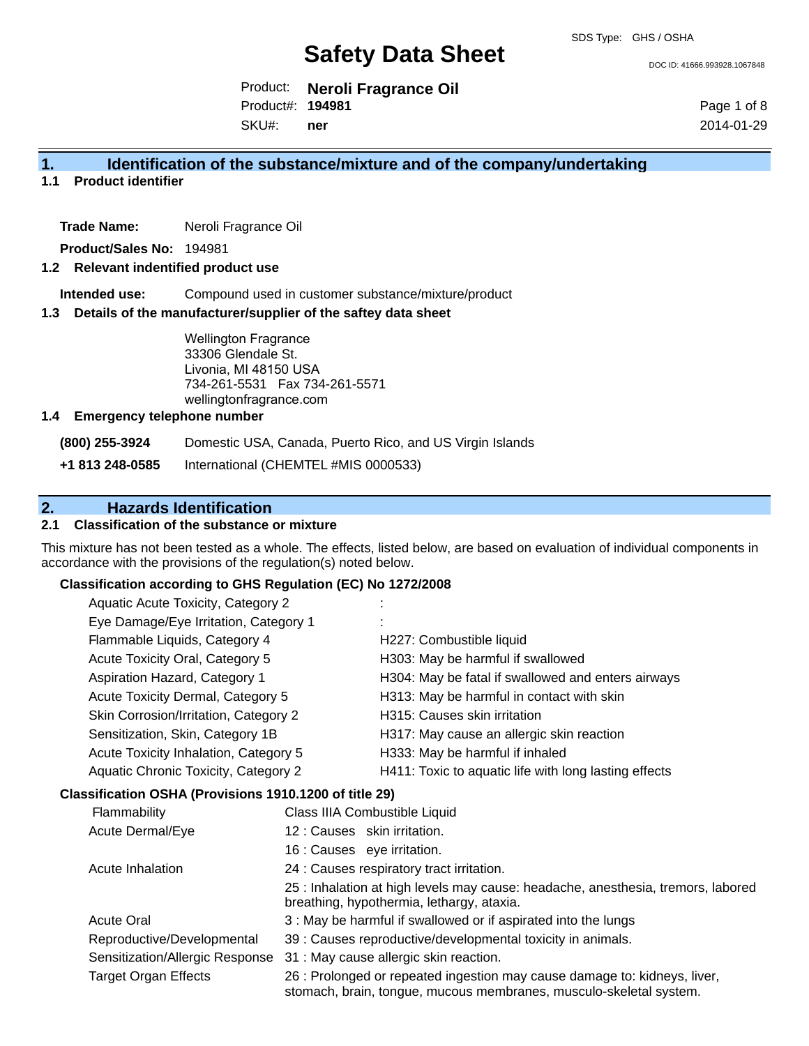SDS Type: GHS / OSHA

# Safety Data Sheet

DOC ID: 41666.993928.1067848

Product: **Neroli Fragrance Oil**
Product#: **194981**
SKU#: **ner**

2014-01-29

## 1. Identification of the substance/mixture and of the company/undertaking

### 1.1 Product identifier

**Trade Name:** Neroli Fragrance Oil

**Product/Sales No:** 194981

### 1.2 Relevant indentified product use

**Intended use:** Compound used in customer substance/mixture/product

### 1.3 Details of the manufacturer/supplier of the saftey data sheet

Wellington Fragrance
33306 Glendale St.
Livonia, MI 48150 USA
734-261-5531 Fax 734-261-5571
wellingtonfragrance.com

### 1.4 Emergency telephone number

| | |
|---|---|
| **(800) 255-3924** | Domestic USA, Canada, Puerto Rico, and US Virgin Islands |
| **+1 813 248-0585** | International (CHEMTEL #MIS 0000533) |

## 2. Hazards Identification

### 2.1 Classification of the substance or mixture

This mixture has not been tested as a whole. The effects, listed below, are based on evaluation of individual components in accordance with the provisions of the regulation(s) noted below.

**Classification according to GHS Regulation (EC) No 1272/2008**

| | |
|---|---|
| Aquatic Acute Toxicity, Category 2 | : |
| Eye Damage/Eye Irritation, Category 1 | : |
| Flammable Liquids, Category 4 | H227: Combustible liquid |
| Acute Toxicity Oral, Category 5 | H303: May be harmful if swallowed |
| Aspiration Hazard, Category 1 | H304: May be fatal if swallowed and enters airways |
| Acute Toxicity Dermal, Category 5 | H313: May be harmful in contact with skin |
| Skin Corrosion/Irritation, Category 2 | H315: Causes skin irritation |
| Sensitization, Skin, Category 1B | H317: May cause an allergic skin reaction |
| Acute Toxicity Inhalation, Category 5 | H333: May be harmful if inhaled |
| Aquatic Chronic Toxicity, Category 2 | H411: Toxic to aquatic life with long lasting effects |

**Classification OSHA (Provisions 1910.1200 of title 29)**

| | |
|---|---|
| Flammability | Class IIIA Combustible Liquid |
| Acute Dermal/Eye | 12 : Causes skin irritation. |
| | 16 : Causes eye irritation. |
| Acute Inhalation | 24 : Causes respiratory tract irritation. |
| | 25 : Inhalation at high levels may cause: headache, anesthesia, tremors, labored breathing, hypothermia, lethargy, ataxia. |
| Acute Oral | 3 : May be harmful if swallowed or if aspirated into the lungs |
| Reproductive/Developmental | 39 : Causes reproductive/developmental toxicity in animals. |
| Sensitization/Allergic Response | 31 : May cause allergic skin reaction. |
| Target Organ Effects | 26 : Prolonged or repeated ingestion may cause damage to: kidneys, liver, stomach, brain, tongue, mucous membranes, musculo-skeletal system. |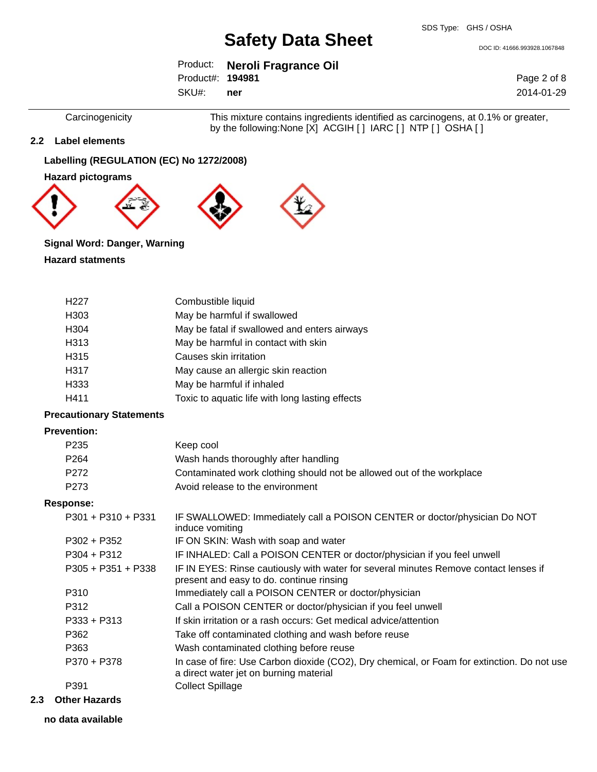| Carcinogenicity | This mixture contains ingredients identified as carcinogens, at 0.1% or greater, by the following:None [X] ACGIH [ ] IARC [ ] NTP [ ] OSHA [ ] |
|---|---|

## 2.2 Label elements

**Labelling (REGULATION (EC) No 1272/2008)**

**Hazard pictograms**

**Signal Word: Danger, Warning**

**Hazard statments**

| | |
|---|---|
| H227 | Combustible liquid |
| H303 | May be harmful if swallowed |
| H304 | May be fatal if swallowed and enters airways |
| H313 | May be harmful in contact with skin |
| H315 | Causes skin irritation |
| H317 | May cause an allergic skin reaction |
| H333 | May be harmful if inhaled |
| H411 | Toxic to aquatic life with long lasting effects |

**Precautionary Statements**

**Prevention:**

| | |
|---|---|
| P235 | Keep cool |
| P264 | Wash hands thoroughly after handling |
| P272 | Contaminated work clothing should not be allowed out of the workplace |
| P273 | Avoid release to the environment |

**Response:**

| | |
|---|---|
| P301 + P310 + P331 | IF SWALLOWED: Immediately call a POISON CENTER or doctor/physician Do NOT induce vomiting |
| P302 + P352 | IF ON SKIN: Wash with soap and water |
| P304 + P312 | IF INHALED: Call a POISON CENTER or doctor/physician if you feel unwell |
| P305 + P351 + P338 | IF IN EYES: Rinse cautiously with water for several minutes Remove contact lenses if present and easy to do. continue rinsing |
| P310 | Immediately call a POISON CENTER or doctor/physician |
| P312 | Call a POISON CENTER or doctor/physician if you feel unwell |
| P333 + P313 | If skin irritation or a rash occurs: Get medical advice/attention |
| P362 | Take off contaminated clothing and wash before reuse |
| P363 | Wash contaminated clothing before reuse |
| P370 + P378 | In case of fire: Use Carbon dioxide ($CO_2$), Dry chemical, or Foam for extinction. Do not use a direct water jet on burning material |
| P391 | Collect Spillage |

## 2.3 Other Hazards

**no data available**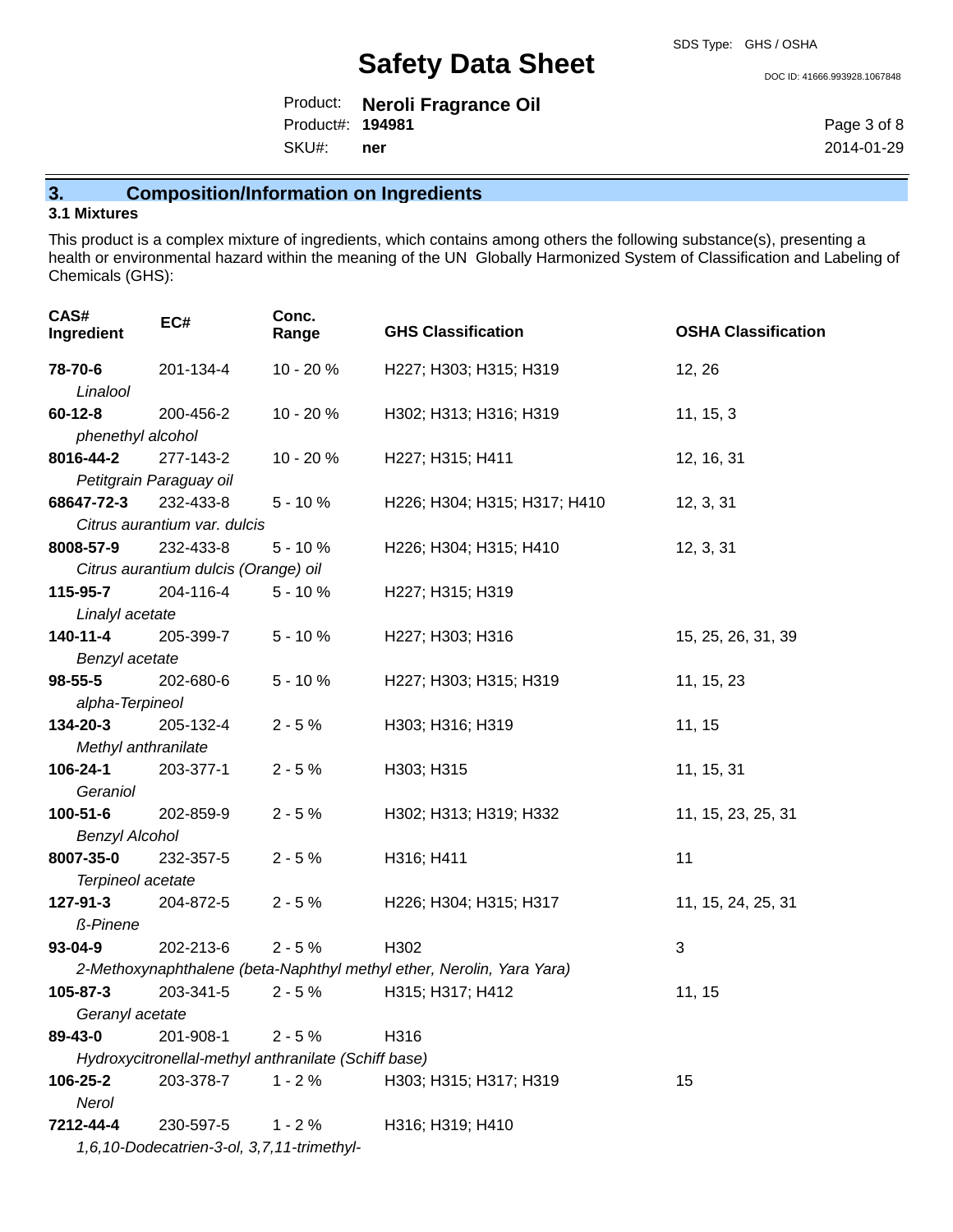## 3. Composition/Information on Ingredients

### 3.1 Mixtures

This product is a complex mixture of ingredients, which contains among others the following substance(s), presenting a health or environmental hazard within the meaning of the UN Globally Harmonized System of Classification and Labeling of Chemicals (GHS):

| CAS# Ingredient | EC# | Conc. Range | GHS Classification | OSHA Classification |
|---|---|---|---|---|
| **78-70-6** *Linalool* | 201-134-4 | 10 - 20 % | H227; H303; H315; H319 | 12, 26 |
| **60-12-8** *phenethyl alcohol* | 200-456-2 | 10 - 20 % | H302; H313; H316; H319 | 11, 15, 3 |
| **8016-44-2** *Petitgrain Paraguay oil* | 277-143-2 | 10 - 20 % | H227; H315; H411 | 12, 16, 31 |
| **68647-72-3** *Citrus aurantium var. dulcis* | 232-433-8 | 5 - 10 % | H226; H304; H315; H317; H410 | 12, 3, 31 |
| **8008-57-9** *Citrus aurantium dulcis (Orange) oil* | 232-433-8 | 5 - 10 % | H226; H304; H315; H410 | 12, 3, 31 |
| **115-95-7** *Linalyl acetate* | 204-116-4 | 5 - 10 % | H227; H315; H319 | |
| **140-11-4** *Benzyl acetate* | 205-399-7 | 5 - 10 % | H227; H303; H316 | 15, 25, 26, 31, 39 |
| **98-55-5** *alpha-Terpineol* | 202-680-6 | 5 - 10 % | H227; H303; H315; H319 | 11, 15, 23 |
| **134-20-3** *Methyl anthranilate* | 205-132-4 | 2 - 5 % | H303; H316; H319 | 11, 15 |
| **106-24-1** *Geraniol* | 203-377-1 | 2 - 5 % | H303; H315 | 11, 15, 31 |
| **100-51-6** *Benzyl Alcohol* | 202-859-9 | 2 - 5 % | H302; H313; H319; H332 | 11, 15, 23, 25, 31 |
| **8007-35-0** *Terpineol acetate* | 232-357-5 | 2 - 5 % | H316; H411 | 11 |
| **127-91-3** *ß-Pinene* | 204-872-5 | 2 - 5 % | H226; H304; H315; H317 | 11, 15, 24, 25, 31 |
| **93-04-9** *2-Methoxynaphthalene (beta-Naphthyl methyl ether, Nerolin, Yara Yara)* | 202-213-6 | 2 - 5 % | H302 | 3 |
| **105-87-3** *Geranyl acetate* | 203-341-5 | 2 - 5 % | H315; H317; H412 | 11, 15 |
| **89-43-0** *Hydroxycitronellal-methyl anthranilate (Schiff base)* | 201-908-1 | 2 - 5 % | H316 | |
| **106-25-2** *Nerol* | 203-378-7 | 1 - 2 % | H303; H315; H317; H319 | 15 |
| **7212-44-4** *1,6,10-Dodecatrien-3-ol, 3,7,11-trimethyl-* | 230-597-5 | 1 - 2 % | H316; H319; H410 | |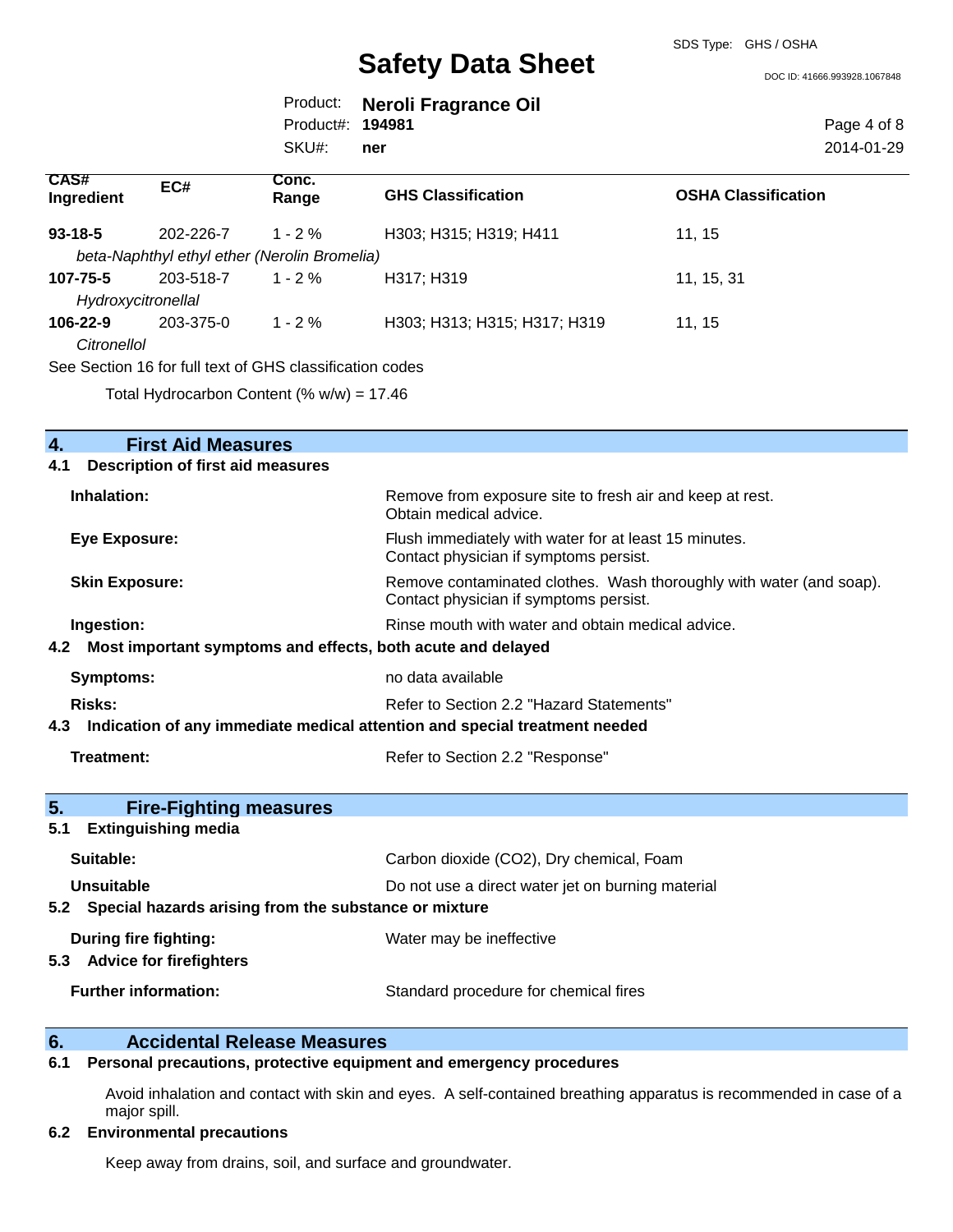| CAS# Ingredient | EC# | Conc. Range | GHS Classification | OSHA Classification |
|---|---|---|---|---|
| **93-18-5** | 202-226-7 | 1 - 2 % | H303; H315; H319; H411 | 11, 15 |
| *beta-Naphthyl ethyl ether (Nerolin Bromelia)* | | | | |
| **107-75-5** | 203-518-7 | 1 - 2 % | H317; H319 | 11, 15, 31 |
| *Hydroxycitronellal* | | | | |
| **106-22-9** | 203-375-0 | 1 - 2 % | H303; H313; H315; H317; H319 | 11, 15 |
| *Citronellol* | | | | |

See Section 16 for full text of GHS classification codes

Total Hydrocarbon Content (% w/w) = 17.46

## 4. First Aid Measures

### 4.1 Description of first aid measures

**Inhalation:** Remove from exposure site to fresh air and keep at rest. Obtain medical advice.

**Eye Exposure:** Flush immediately with water for at least 15 minutes. Contact physician if symptoms persist.

**Skin Exposure:** Remove contaminated clothes. Wash thoroughly with water (and soap). Contact physician if symptoms persist.

**Ingestion:** Rinse mouth with water and obtain medical advice.

### 4.2 Most important symptoms and effects, both acute and delayed

**Symptoms:** no data available

**Risks:** Refer to Section 2.2 "Hazard Statements"

### 4.3 Indication of any immediate medical attention and special treatment needed

**Treatment:** Refer to Section 2.2 "Response"

## 5. Fire-Fighting measures

### 5.1 Extinguishing media

**Suitable:** Carbon dioxide ($CO_2$), Dry chemical, Foam

**Unsuitable** Do not use a direct water jet on burning material

### 5.2 Special hazards arising from the substance or mixture

**During fire fighting:** Water may be ineffective

### 5.3 Advice for firefighters

**Further information:** Standard procedure for chemical fires

## 6. Accidental Release Measures

### 6.1 Personal precautions, protective equipment and emergency procedures

Avoid inhalation and contact with skin and eyes. A self-contained breathing apparatus is recommended in case of a major spill.

### 6.2 Environmental precautions

Keep away from drains, soil, and surface and groundwater.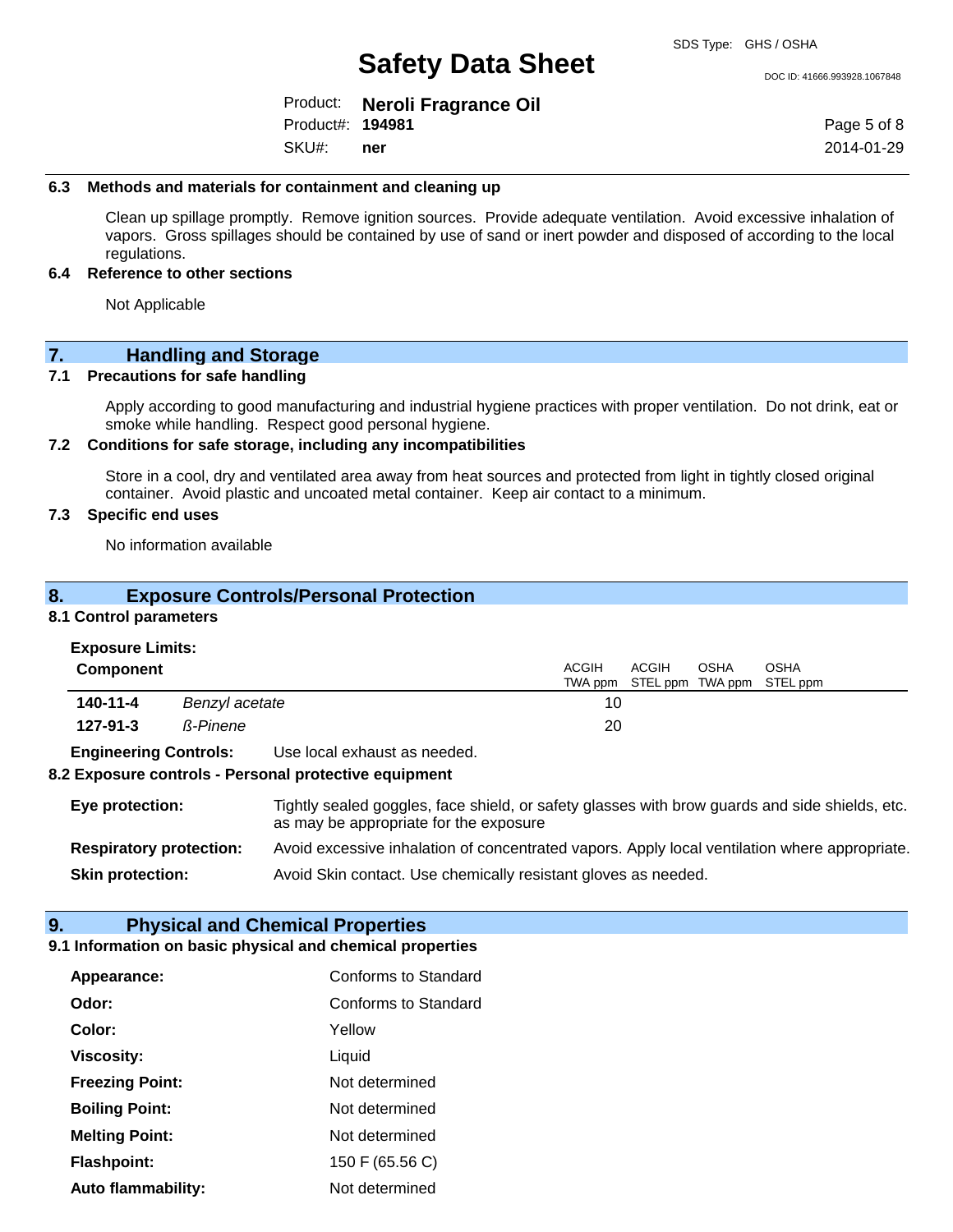### 6.3 Methods and materials for containment and cleaning up

Clean up spillage promptly. Remove ignition sources. Provide adequate ventilation. Avoid excessive inhalation of vapors. Gross spillages should be contained by use of sand or inert powder and disposed of according to the local regulations.

### 6.4 Reference to other sections

Not Applicable

## 7. Handling and Storage

### 7.1 Precautions for safe handling

Apply according to good manufacturing and industrial hygiene practices with proper ventilation. Do not drink, eat or smoke while handling. Respect good personal hygiene.

### 7.2 Conditions for safe storage, including any incompatibilities

Store in a cool, dry and ventilated area away from heat sources and protected from light in tightly closed original container. Avoid plastic and uncoated metal container. Keep air contact to a minimum.

### 7.3 Specific end uses

No information available

## 8. Exposure Controls/Personal Protection

### 8.1 Control parameters

**Exposure Limits:**

| Component | | ACGIH TWA ppm | ACGIH STEL ppm | OSHA TWA ppm | OSHA STEL ppm |
|---|---|---|---|---|---|
| **140-11-4** | *Benzyl acetate* | 10 | | | |
| **127-91-3** | *ß-Pinene* | 20 | | | |

**Engineering Controls:** Use local exhaust as needed.

### 8.2 Exposure controls - Personal protective equipment

**Eye protection:** Tightly sealed goggles, face shield, or safety glasses with brow guards and side shields, etc. as may be appropriate for the exposure

**Respiratory protection:** Avoid excessive inhalation of concentrated vapors. Apply local ventilation where appropriate.

**Skin protection:** Avoid Skin contact. Use chemically resistant gloves as needed.

## 9. Physical and Chemical Properties

### 9.1 Information on basic physical and chemical properties

| | |
|---|---|
| **Appearance:** | Conforms to Standard |
| **Odor:** | Conforms to Standard |
| **Color:** | Yellow |
| **Viscosity:** | Liquid |
| **Freezing Point:** | Not determined |
| **Boiling Point:** | Not determined |
| **Melting Point:** | Not determined |
| **Flashpoint:** | 150 F (65.56 C) |
| **Auto flammability:** | Not determined |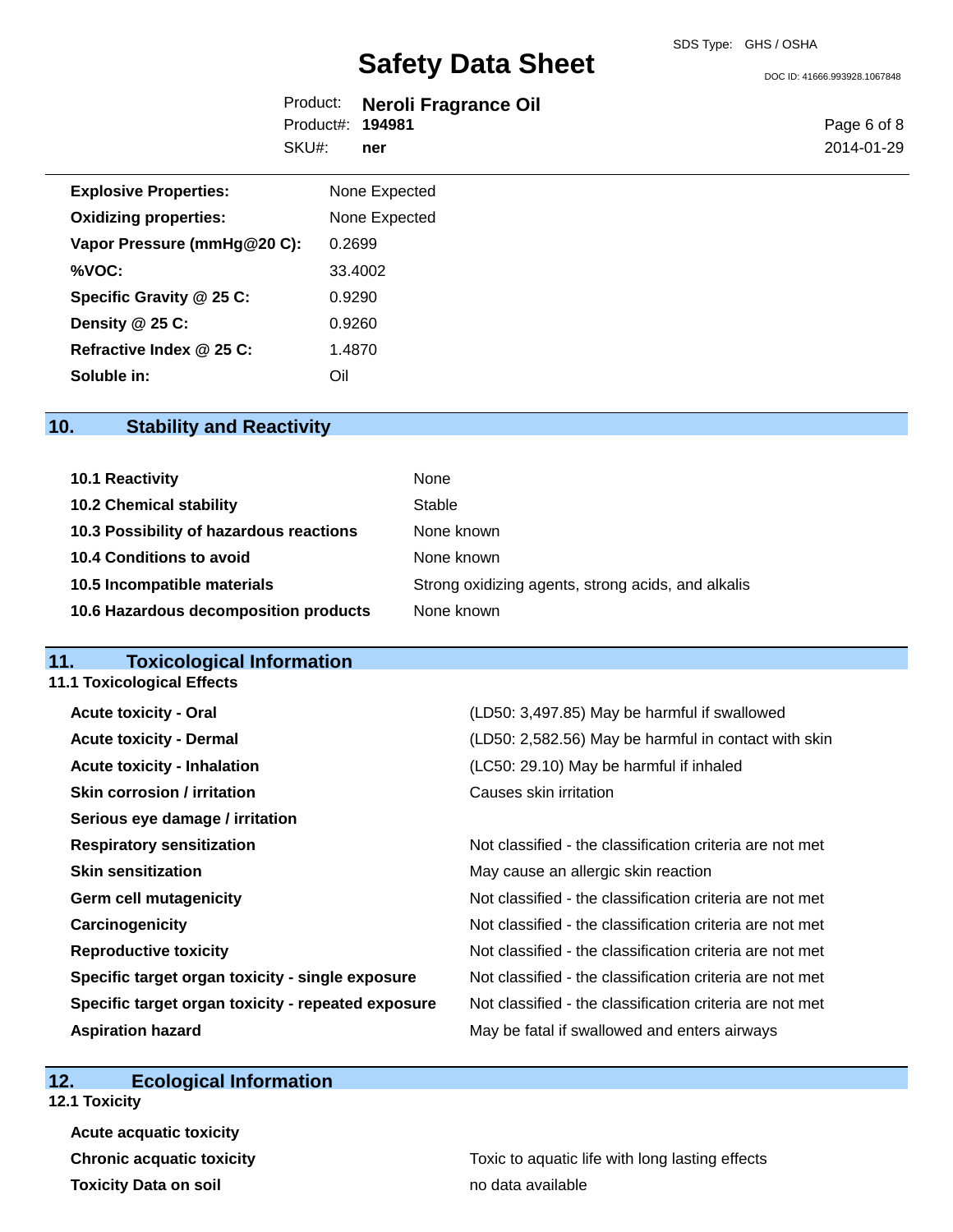| | |
|---|---|
| **Explosive Properties:** | None Expected |
| **Oxidizing properties:** | None Expected |
| **Vapor Pressure (mmHg@20 C):** | 0.2699 |
| **%VOC:** | 33.4002 |
| **Specific Gravity @ 25 C:** | 0.9290 |
| **Density @ 25 C:** | 0.9260 |
| **Refractive Index @ 25 C:** | 1.4870 |
| **Soluble in:** | Oil |

## 10. Stability and Reactivity

| | |
|---|---|
| **10.1 Reactivity** | None |
| **10.2 Chemical stability** | Stable |
| **10.3 Possibility of hazardous reactions** | None known |
| **10.4 Conditions to avoid** | None known |
| **10.5 Incompatible materials** | Strong oxidizing agents, strong acids, and alkalis |
| **10.6 Hazardous decomposition products** | None known |

## 11. Toxicological Information

### 11.1 Toxicological Effects

| | |
|---|---|
| **Acute toxicity - Oral** | (LD50: 3,497.85) May be harmful if swallowed |
| **Acute toxicity - Dermal** | (LD50: 2,582.56) May be harmful in contact with skin |
| **Acute toxicity - Inhalation** | (LC50: 29.10) May be harmful if inhaled |
| **Skin corrosion / irritation** | Causes skin irritation |
| **Serious eye damage / irritation** | |
| **Respiratory sensitization** | Not classified - the classification criteria are not met |
| **Skin sensitization** | May cause an allergic skin reaction |
| **Germ cell mutagenicity** | Not classified - the classification criteria are not met |
| **Carcinogenicity** | Not classified - the classification criteria are not met |
| **Reproductive toxicity** | Not classified - the classification criteria are not met |
| **Specific target organ toxicity - single exposure** | Not classified - the classification criteria are not met |
| **Specific target organ toxicity - repeated exposure** | Not classified - the classification criteria are not met |
| **Aspiration hazard** | May be fatal if swallowed and enters airways |

## 12. Ecological Information

### 12.1 Toxicity

| | |
|---|---|
| **Acute acquatic toxicity** | |
| **Chronic acquatic toxicity** | Toxic to aquatic life with long lasting effects |
| **Toxicity Data on soil** | no data available |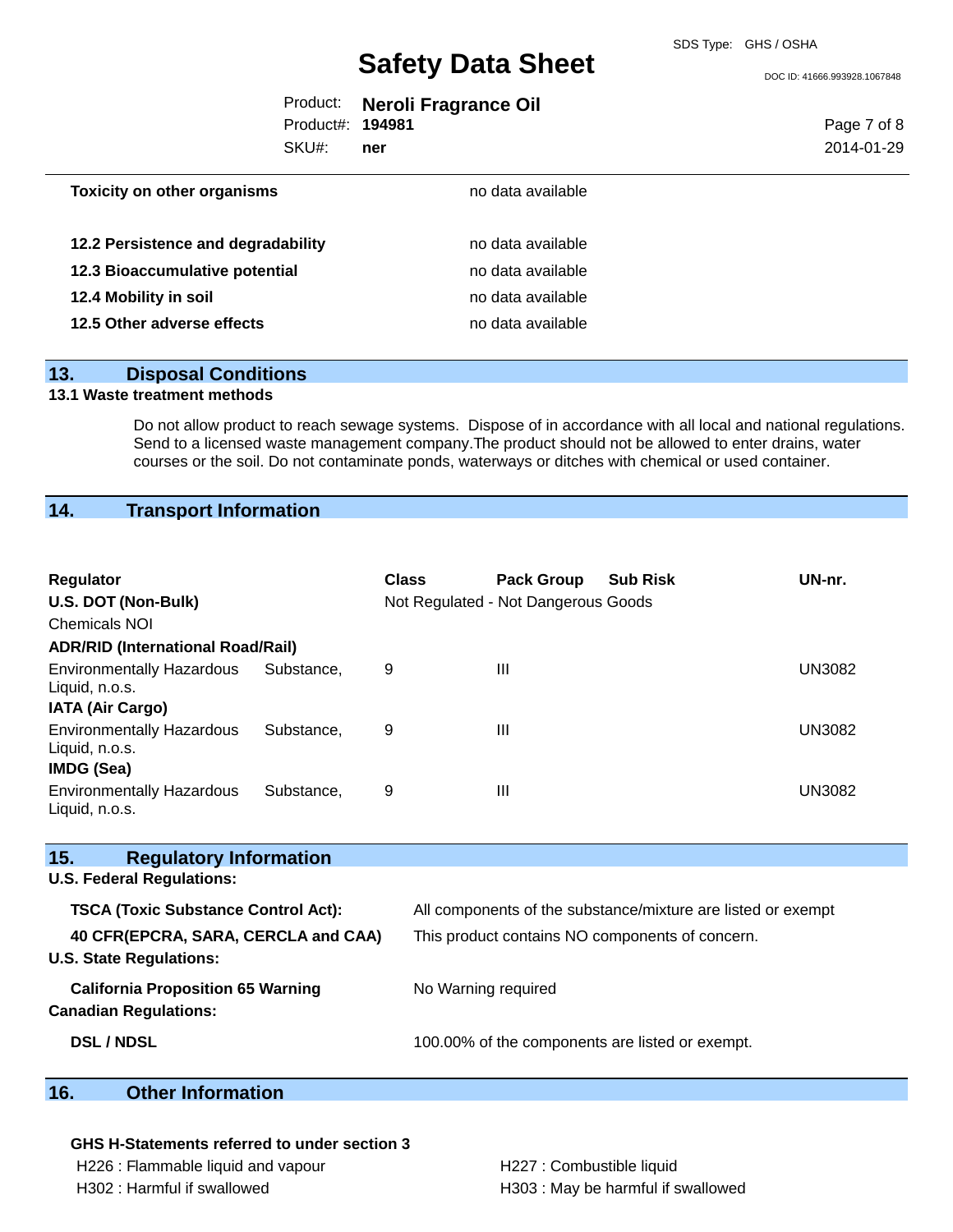| | |
|---|---|
| **Toxicity on other organisms** | no data available |
| **12.2 Persistence and degradability** | no data available |
| **12.3 Bioaccumulative potential** | no data available |
| **12.4 Mobility in soil** | no data available |
| **12.5 Other adverse effects** | no data available |

## 13. Disposal Conditions

**13.1 Waste treatment methods**

Do not allow product to reach sewage systems. Dispose of in accordance with all local and national regulations. Send to a licensed waste management company.The product should not be allowed to enter drains, water courses or the soil. Do not contaminate ponds, waterways or ditches with chemical or used container.

## 14. Transport Information

| Regulator | Class | Pack Group | Sub Risk | UN-nr. |
|---|---|---|---|---|
| **U.S. DOT (Non-Bulk)** | Not Regulated - Not Dangerous Goods | | | |
| Chemicals NOI | | | | |
| **ADR/RID (International Road/Rail)** | | | | |
| Environmentally Hazardous Substance, Liquid, n.o.s. | 9 | III | | UN3082 |
| **IATA (Air Cargo)** | | | | |
| Environmentally Hazardous Substance, Liquid, n.o.s. | 9 | III | | UN3082 |
| **IMDG (Sea)** | | | | |
| Environmentally Hazardous Substance, Liquid, n.o.s. | 9 | III | | UN3082 |

## 15. Regulatory Information

**U.S. Federal Regulations:**

| | |
|---|---|
| **TSCA (Toxic Substance Control Act):** | All components of the substance/mixture are listed or exempt |
| **40 CFR(EPCRA, SARA, CERCLA and CAA)** | This product contains NO components of concern. |

**U.S. State Regulations:**

| | |
|---|---|
| **California Proposition 65 Warning** | No Warning required |

**Canadian Regulations:**

| | |
|---|---|
| **DSL / NDSL** | 100.00% of the components are listed or exempt. |

## 16. Other Information

**GHS H-Statements referred to under section 3**

H226 : Flammable liquid and vapour

H227 : Combustible liquid

H302 : Harmful if swallowed

H303 : May be harmful if swallowed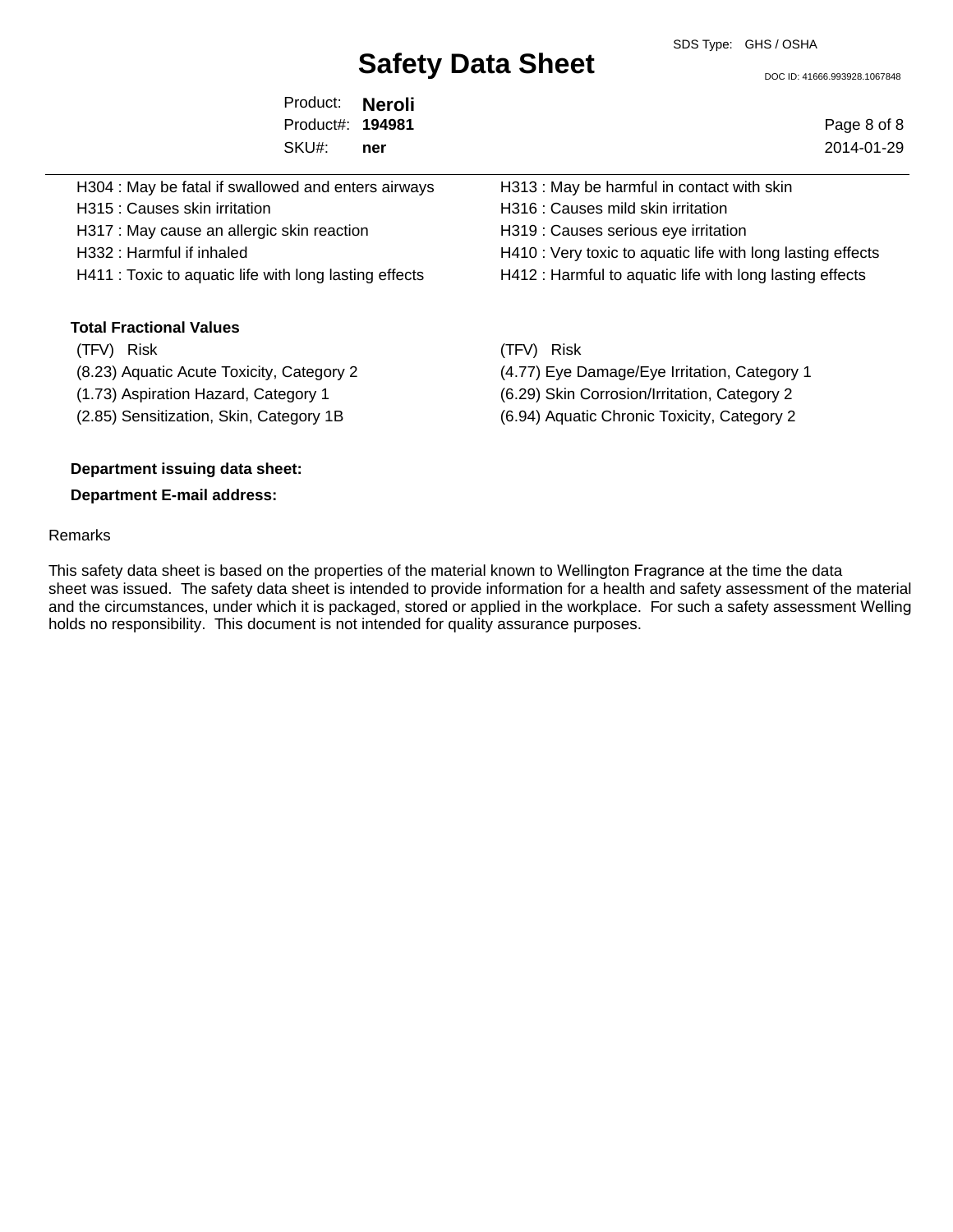H304 : May be fatal if swallowed and enters airways
H313 : May be harmful in contact with skin
H315 : Causes skin irritation
H316 : Causes mild skin irritation
H317 : May cause an allergic skin reaction
H319 : Causes serious eye irritation
H332 : Harmful if inhaled
H410 : Very toxic to aquatic life with long lasting effects
H411 : Toxic to aquatic life with long lasting effects
H412 : Harmful to aquatic life with long lasting effects

**Total Fractional Values**

| (TFV) | Risk | (TFV) | Risk |
| --- | --- | --- | --- |
| (8.23) | Aquatic Acute Toxicity, Category 2 | (4.77) | Eye Damage/Eye Irritation, Category 1 |
| (1.73) | Aspiration Hazard, Category 1 | (6.29) | Skin Corrosion/Irritation, Category 2 |
| (2.85) | Sensitization, Skin, Category 1B | (6.94) | Aquatic Chronic Toxicity, Category 2 |

**Department issuing data sheet:**

**Department E-mail address:**

Remarks

This safety data sheet is based on the properties of the material known to Wellington Fragrance at the time the data sheet was issued. The safety data sheet is intended to provide information for a health and safety assessment of the material and the circumstances, under which it is packaged, stored or applied in the workplace. For such a safety assessment Welling holds no responsibility. This document is not intended for quality assurance purposes.